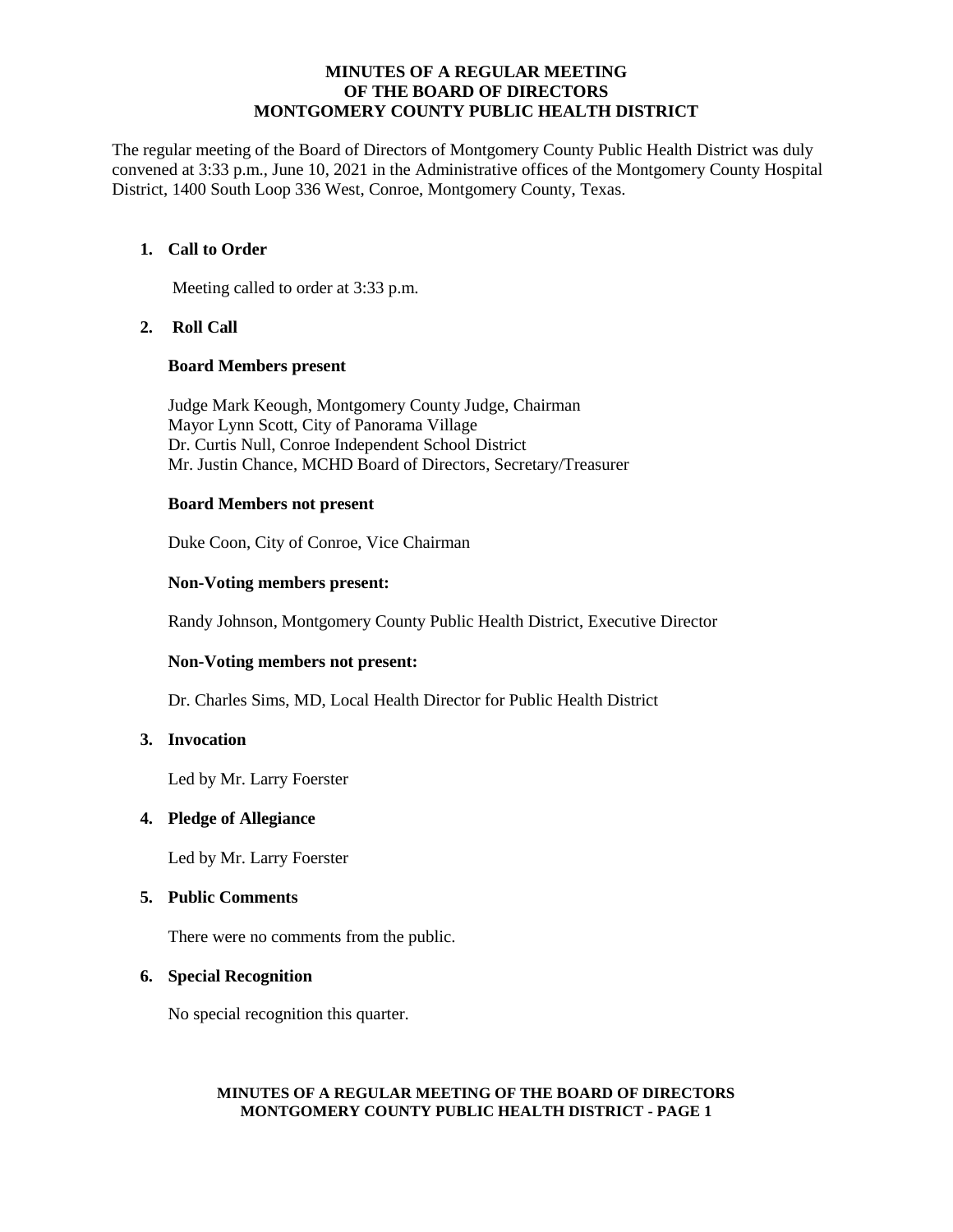# MINUTES OF A REGULAR MEETING
# OF THE BOARD OF DIRECTORS
# MONTGOMERY COUNTY PUBLIC HEALTH DISTRICT

The regular meeting of the Board of Directors of Montgomery County Public Health District was duly convened at 3:33 p.m., June 10, 2021 in the Administrative offices of the Montgomery County Hospital District, 1400 South Loop 336 West, Conroe, Montgomery County, Texas.

1. **Call to Order**

   Meeting called to order at 3:33 p.m.

2. **Roll Call**

   **Board Members present**

   Judge Mark Keough, Montgomery County Judge, Chairman
   Mayor Lynn Scott, City of Panorama Village
   Dr. Curtis Null, Conroe Independent School District
   Mr. Justin Chance, MCHD Board of Directors, Secretary/Treasurer

   **Board Members not present**

   Duke Coon, City of Conroe, Vice Chairman

   **Non-Voting members present:**

   Randy Johnson, Montgomery County Public Health District, Executive Director

   **Non-Voting members not present:**

   Dr. Charles Sims, MD, Local Health Director for Public Health District

3. **Invocation**

   Led by Mr. Larry Foerster

4. **Pledge of Allegiance**

   Led by Mr. Larry Foerster

5. **Public Comments**

   There were no comments from the public.

6. **Special Recognition**

   No special recognition this quarter.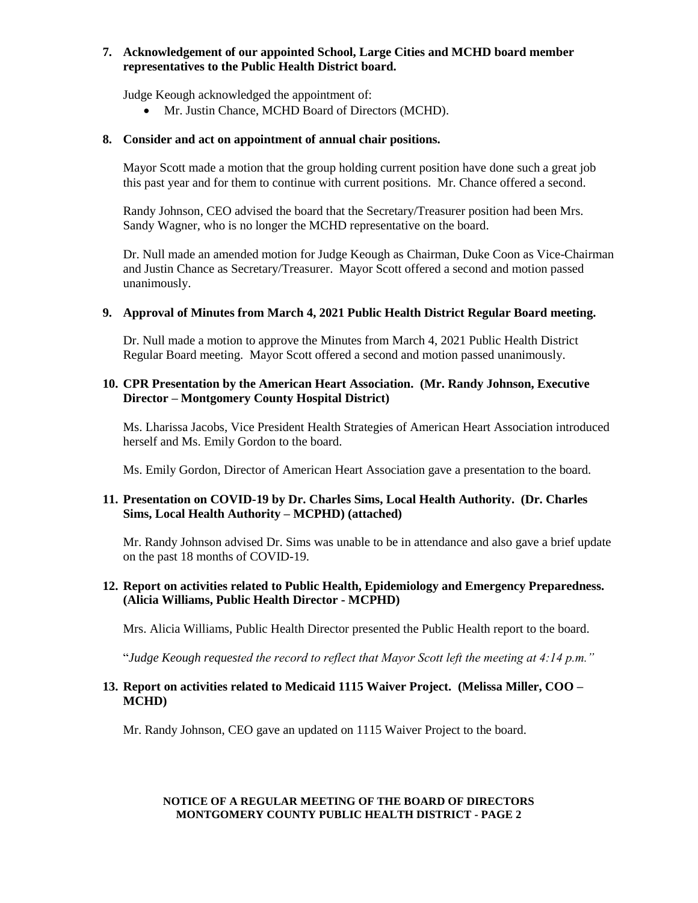**7. Acknowledgement of our appointed School, Large Cities and MCHD board member representatives to the Public Health District board.**

Judge Keough acknowledged the appointment of:

- Mr. Justin Chance, MCHD Board of Directors (MCHD).

**8. Consider and act on appointment of annual chair positions.**

Mayor Scott made a motion that the group holding current position have done such a great job this past year and for them to continue with current positions. Mr. Chance offered a second.

Randy Johnson, CEO advised the board that the Secretary/Treasurer position had been Mrs. Sandy Wagner, who is no longer the MCHD representative on the board.

Dr. Null made an amended motion for Judge Keough as Chairman, Duke Coon as Vice-Chairman and Justin Chance as Secretary/Treasurer. Mayor Scott offered a second and motion passed unanimously.

**9. Approval of Minutes from March 4, 2021 Public Health District Regular Board meeting.**

Dr. Null made a motion to approve the Minutes from March 4, 2021 Public Health District Regular Board meeting. Mayor Scott offered a second and motion passed unanimously.

**10. CPR Presentation by the American Heart Association. (Mr. Randy Johnson, Executive Director – Montgomery County Hospital District)**

Ms. Lharissa Jacobs, Vice President Health Strategies of American Heart Association introduced herself and Ms. Emily Gordon to the board.

Ms. Emily Gordon, Director of American Heart Association gave a presentation to the board.

**11. Presentation on COVID-19 by Dr. Charles Sims, Local Health Authority. (Dr. Charles Sims, Local Health Authority – MCPHD) (attached)**

Mr. Randy Johnson advised Dr. Sims was unable to be in attendance and also gave a brief update on the past 18 months of COVID-19.

**12. Report on activities related to Public Health, Epidemiology and Emergency Preparedness. (Alicia Williams, Public Health Director - MCPHD)**

Mrs. Alicia Williams, Public Health Director presented the Public Health report to the board.

"*Judge Keough requested the record to reflect that Mayor Scott left the meeting at 4:14 p.m.*"

**13. Report on activities related to Medicaid 1115 Waiver Project. (Melissa Miller, COO – MCHD)**

Mr. Randy Johnson, CEO gave an updated on 1115 Waiver Project to the board.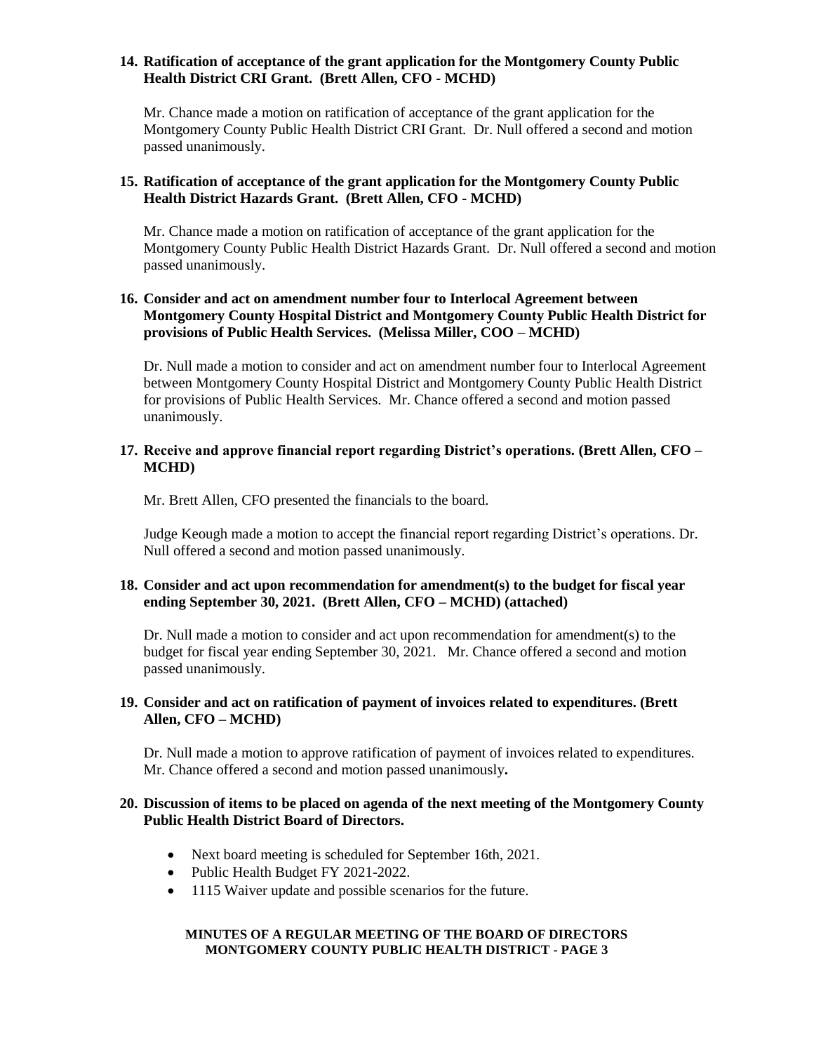**14. Ratification of acceptance of the grant application for the Montgomery County Public Health District CRI Grant. (Brett Allen, CFO - MCHD)**

Mr. Chance made a motion on ratification of acceptance of the grant application for the Montgomery County Public Health District CRI Grant. Dr. Null offered a second and motion passed unanimously.

**15. Ratification of acceptance of the grant application for the Montgomery County Public Health District Hazards Grant. (Brett Allen, CFO - MCHD)**

Mr. Chance made a motion on ratification of acceptance of the grant application for the Montgomery County Public Health District Hazards Grant. Dr. Null offered a second and motion passed unanimously.

**16. Consider and act on amendment number four to Interlocal Agreement between Montgomery County Hospital District and Montgomery County Public Health District for provisions of Public Health Services. (Melissa Miller, COO – MCHD)**

Dr. Null made a motion to consider and act on amendment number four to Interlocal Agreement between Montgomery County Hospital District and Montgomery County Public Health District for provisions of Public Health Services. Mr. Chance offered a second and motion passed unanimously.

**17. Receive and approve financial report regarding District's operations. (Brett Allen, CFO – MCHD)**

Mr. Brett Allen, CFO presented the financials to the board.

Judge Keough made a motion to accept the financial report regarding District's operations. Dr. Null offered a second and motion passed unanimously.

**18. Consider and act upon recommendation for amendment(s) to the budget for fiscal year ending September 30, 2021. (Brett Allen, CFO – MCHD) (attached)**

Dr. Null made a motion to consider and act upon recommendation for amendment(s) to the budget for fiscal year ending September 30, 2021. Mr. Chance offered a second and motion passed unanimously.

**19. Consider and act on ratification of payment of invoices related to expenditures. (Brett Allen, CFO – MCHD)**

Dr. Null made a motion to approve ratification of payment of invoices related to expenditures. Mr. Chance offered a second and motion passed unanimously**.**

**20. Discussion of items to be placed on agenda of the next meeting of the Montgomery County Public Health District Board of Directors.**

- Next board meeting is scheduled for September 16th, 2021.
- Public Health Budget FY 2021-2022.
- 1115 Waiver update and possible scenarios for the future.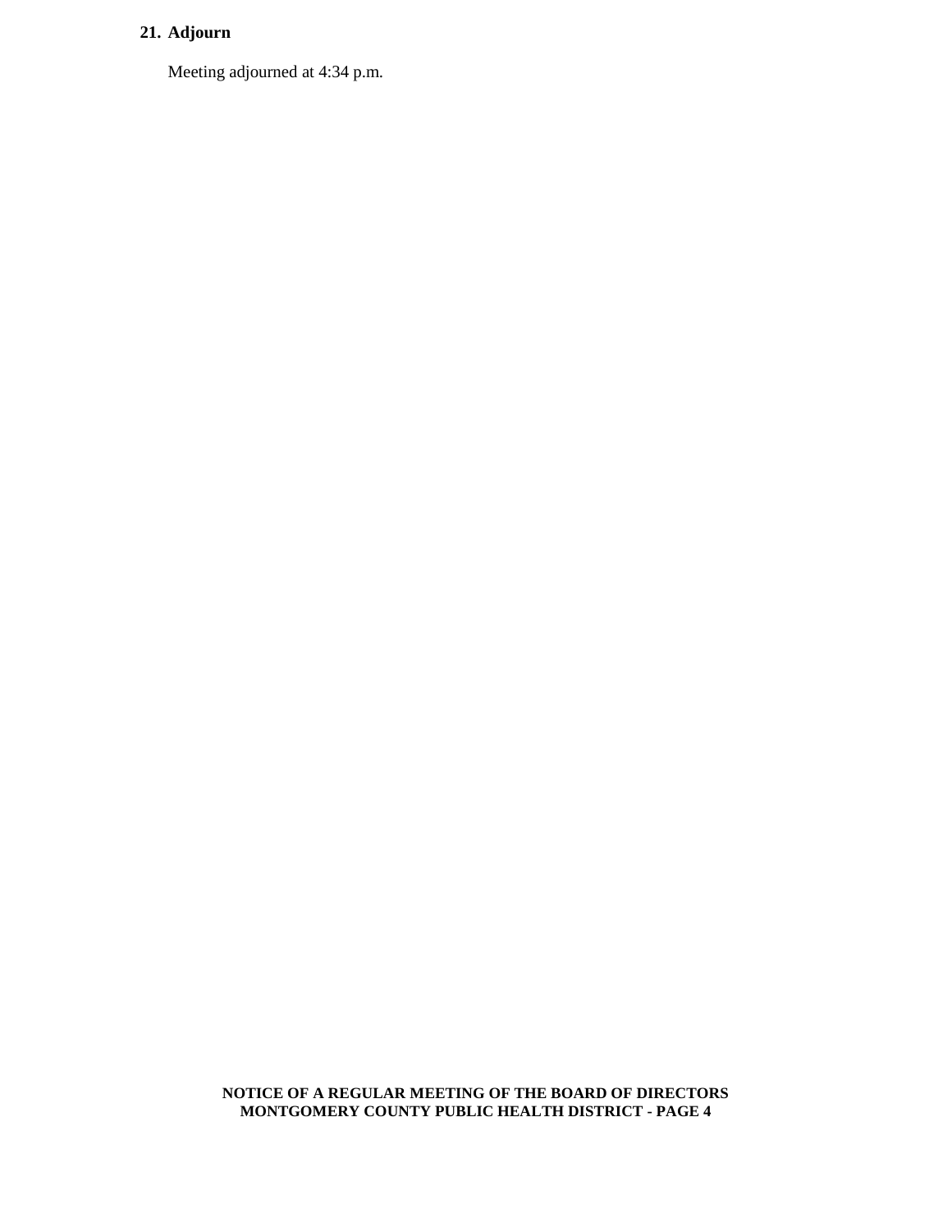**21. Adjourn**

Meeting adjourned at 4:34 p.m.